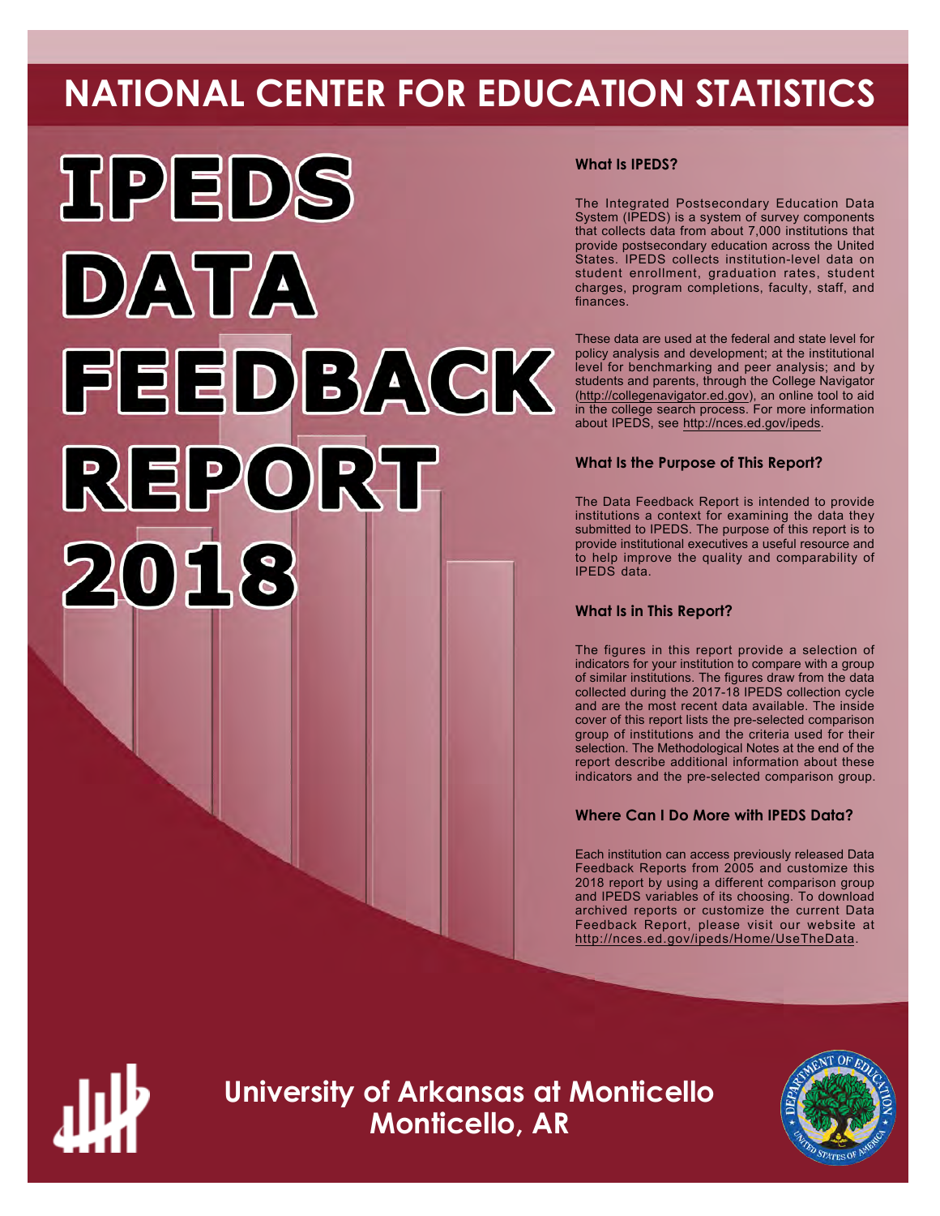# NATIONAL CENTER FOR EDUCATION STATISTICS

# IPEDS DATA FEEDBACK REPORT 2018

### What Is IPEDS?

The Integrated Postsecondary Education Data System (IPEDS) is a system of survey components that collects data from about 7,000 institutions that provide postsecondary education across the United States. IPEDS collects institution-level data on student enrollment, graduation rates, student charges, program completions, faculty, staff, and finances.

These data are used at the federal and state level for policy analysis and development; at the institutional level for benchmarking and peer analysis; and by students and parents, through the College Navigator (http://collegenavigator.ed.gov), an online tool to aid in the college search process. For more information about IPEDS, see http://nces.ed.gov/ipeds.

### What Is the Purpose of This Report?

The Data Feedback Report is intended to provide institutions a context for examining the data they submitted to IPEDS. The purpose of this report is to provide institutional executives a useful resource and to help improve the quality and comparability of IPEDS data.

### What Is in This Report?

The figures in this report provide a selection of indicators for your institution to compare with a group of similar institutions. The figures draw from the data collected during the 2017-18 IPEDS collection cycle and are the most recent data available. The inside cover of this report lists the pre-selected comparison group of institutions and the criteria used for their selection. The Methodological Notes at the end of the report describe additional information about these indicators and the pre-selected comparison group.

### Where Can I Do More with IPEDS Data?

Each institution can access previously released Data Feedback Reports from 2005 and customize this 2018 report by using a different comparison group and IPEDS variables of its choosing. To download archived reports or customize the current Data Feedback Report, please visit our website at http://nces.ed.gov/ipeds/Home/UseTheData.

## University of Arkansas at Monticello
## Monticello, AR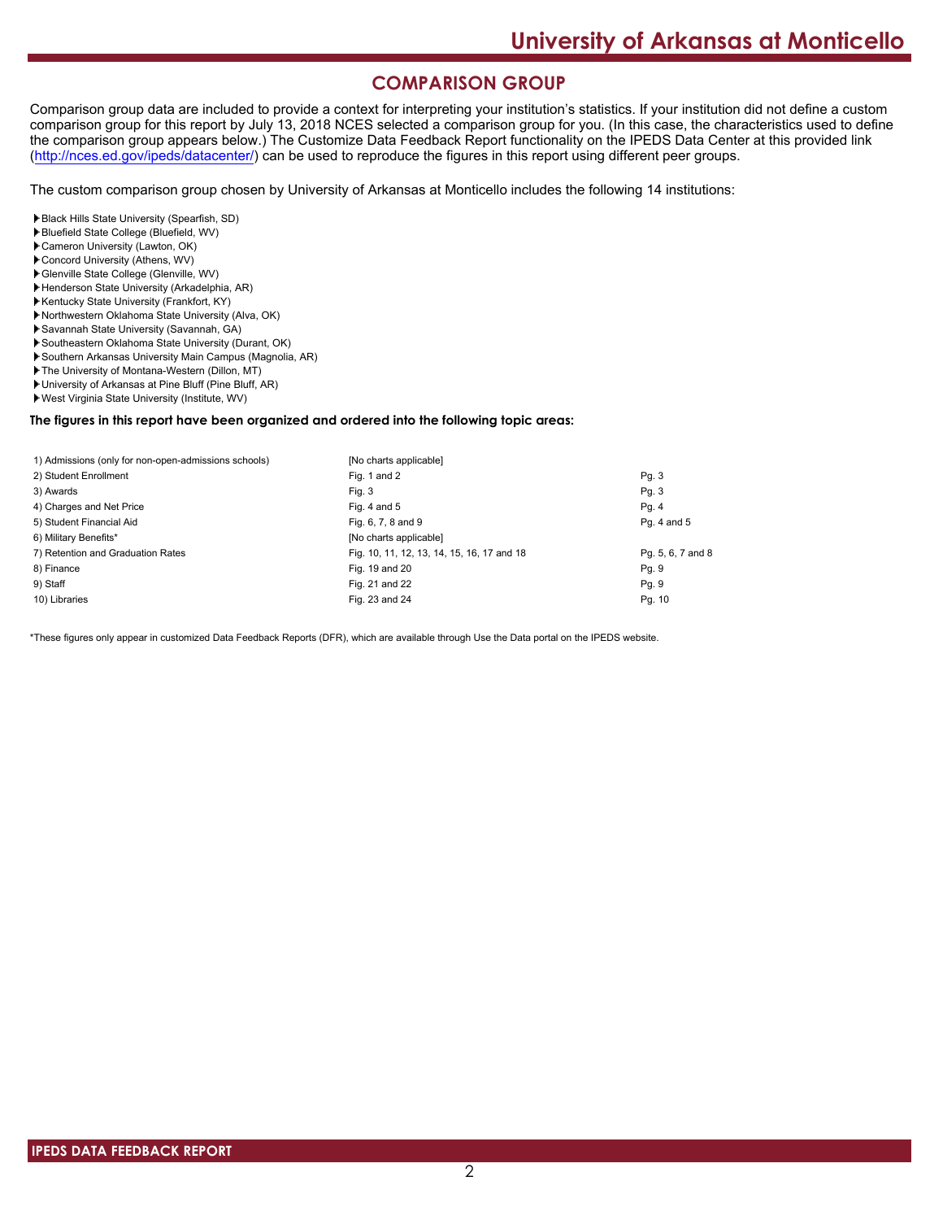## COMPARISON GROUP

Comparison group data are included to provide a context for interpreting your institution's statistics. If your institution did not define a custom comparison group for this report by July 13, 2018 NCES selected a comparison group for you. (In this case, the characteristics used to define the comparison group appears below.) The Customize Data Feedback Report functionality on the IPEDS Data Center at this provided link (http://nces.ed.gov/ipeds/datacenter/) can be used to reproduce the figures in this report using different peer groups.

The custom comparison group chosen by University of Arkansas at Monticello includes the following 14 institutions:

- Black Hills State University (Spearfish, SD)
- Bluefield State College (Bluefield, WV)
- Cameron University (Lawton, OK)
- Concord University (Athens, WV)
- Glenville State College (Glenville, WV)
- Henderson State University (Arkadelphia, AR)
- Kentucky State University (Frankfort, KY)
- Northwestern Oklahoma State University (Alva, OK)
- Savannah State University (Savannah, GA)
- Southeastern Oklahoma State University (Durant, OK)
- Southern Arkansas University Main Campus (Magnolia, AR)
- The University of Montana-Western (Dillon, MT)
- University of Arkansas at Pine Bluff (Pine Bluff, AR)
- West Virginia State University (Institute, WV)

**The figures in this report have been organized and ordered into the following topic areas:**

| Topic area | Figures | Pages |
|---|---|---|
| 1) Admissions (only for non-open-admissions schools) | [No charts applicable] | |
| 2) Student Enrollment | Fig. 1 and 2 | Pg. 3 |
| 3) Awards | Fig. 3 | Pg. 3 |
| 4) Charges and Net Price | Fig. 4 and 5 | Pg. 4 |
| 5) Student Financial Aid | Fig. 6, 7, 8 and 9 | Pg. 4 and 5 |
| 6) Military Benefits* | [No charts applicable] | |
| 7) Retention and Graduation Rates | Fig. 10, 11, 12, 13, 14, 15, 16, 17 and 18 | Pg. 5, 6, 7 and 8 |
| 8) Finance | Fig. 19 and 20 | Pg. 9 |
| 9) Staff | Fig. 21 and 22 | Pg. 9 |
| 10) Libraries | Fig. 23 and 24 | Pg. 10 |

*These figures only appear in customized Data Feedback Reports (DFR), which are available through Use the Data portal on the IPEDS website.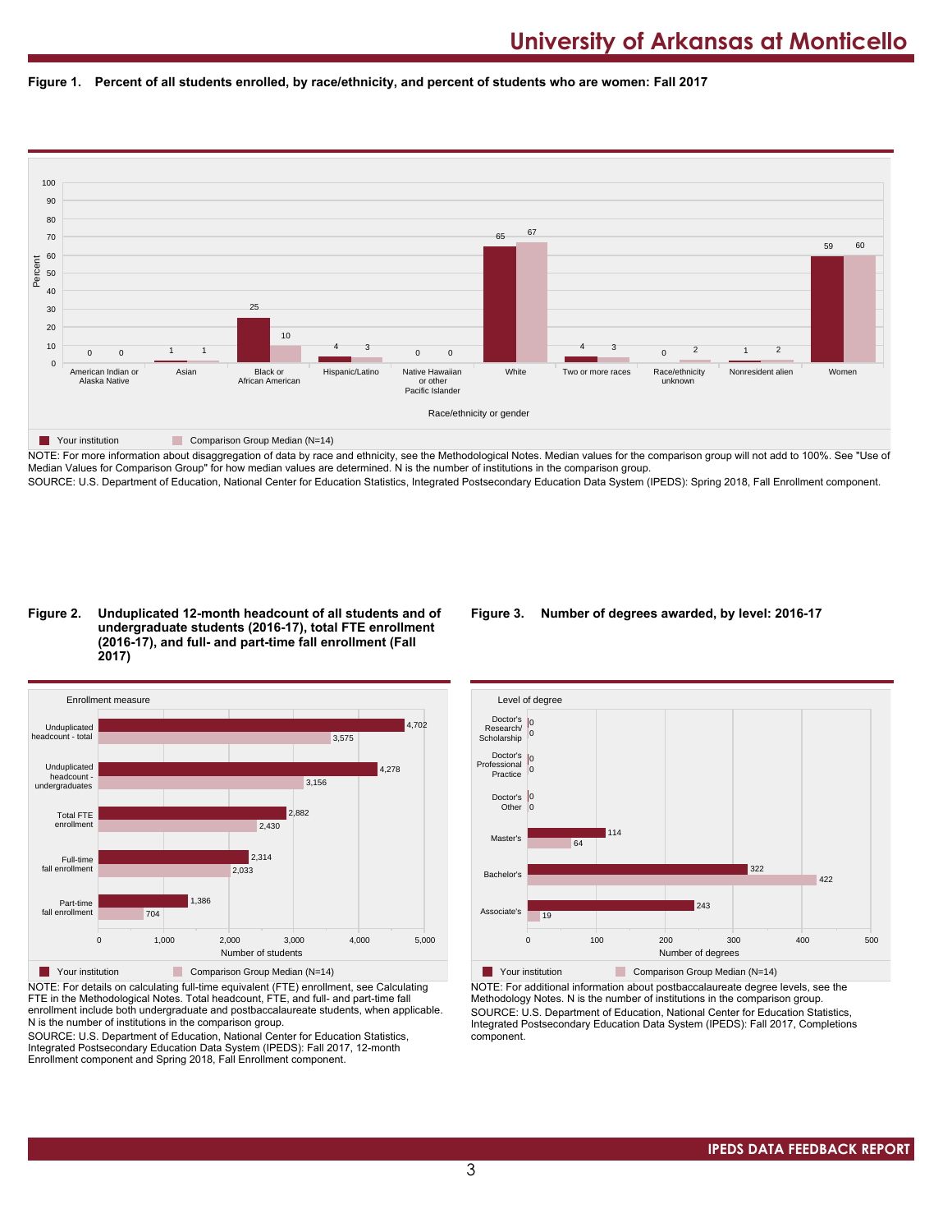# University of Arkansas at Monticello

**Figure 1. Percent of all students enrolled, by race/ethnicity, and percent of students who are women: Fall 2017**

| Race/ethnicity or gender | Your institution | Comparison Group Median (N=14) |
|---|---|---|
| American Indian or Alaska Native | 0 | 0 |
| Asian | 1 | 1 |
| Black or African American | 25 | 10 |
| Hispanic/Latino | 4 | 3 |
| Native Hawaiian or other Pacific Islander | 0 | 0 |
| White | 65 | 67 |
| Two or more races | 4 | 3 |
| Race/ethnicity unknown | 0 | 2 |
| Nonresident alien | 1 | 2 |
| Women | 59 | 60 |

NOTE: For more information about disaggregation of data by race and ethnicity, see the Methodological Notes. Median values for the comparison group will not add to 100%. See "Use of Median Values for Comparison Group" for how median values are determined. N is the number of institutions in the comparison group.
SOURCE: U.S. Department of Education, National Center for Education Statistics, Integrated Postsecondary Education Data System (IPEDS): Spring 2018, Fall Enrollment component.

**Figure 2. Unduplicated 12-month headcount of all students and of undergraduate students (2016-17), total FTE enrollment (2016-17), and full- and part-time fall enrollment (Fall 2017)**

| Enrollment measure | Your institution | Comparison Group Median (N=14) |
|---|---|---|
| Unduplicated headcount - total | 4,702 | 3,575 |
| Unduplicated headcount - undergraduates | 4,278 | 3,156 |
| Total FTE enrollment | 2,882 | 2,430 |
| Full-time fall enrollment | 2,314 | 2,033 |
| Part-time fall enrollment | 1,386 | 704 |

NOTE: For details on calculating full-time equivalent (FTE) enrollment, see Calculating FTE in the Methodological Notes. Total headcount, FTE, and full- and part-time fall enrollment include both undergraduate and postbaccalaureate students, when applicable. N is the number of institutions in the comparison group.
SOURCE: U.S. Department of Education, National Center for Education Statistics, Integrated Postsecondary Education Data System (IPEDS): Fall 2017, 12-month Enrollment component and Spring 2018, Fall Enrollment component.

**Figure 3. Number of degrees awarded, by level: 2016-17**

| Level of degree | Your institution | Comparison Group Median (N=14) |
|---|---|---|
| Doctor's Research/ Scholarship | 0 | 0 |
| Doctor's Professional Practice | 0 | 0 |
| Doctor's Other | 0 | 0 |
| Master's | 114 | 64 |
| Bachelor's | 322 | 422 |
| Associate's | 243 | 19 |

NOTE: For additional information about postbaccalaureate degree levels, see the Methodology Notes. N is the number of institutions in the comparison group.
SOURCE: U.S. Department of Education, National Center for Education Statistics, Integrated Postsecondary Education Data System (IPEDS): Fall 2017, Completions component.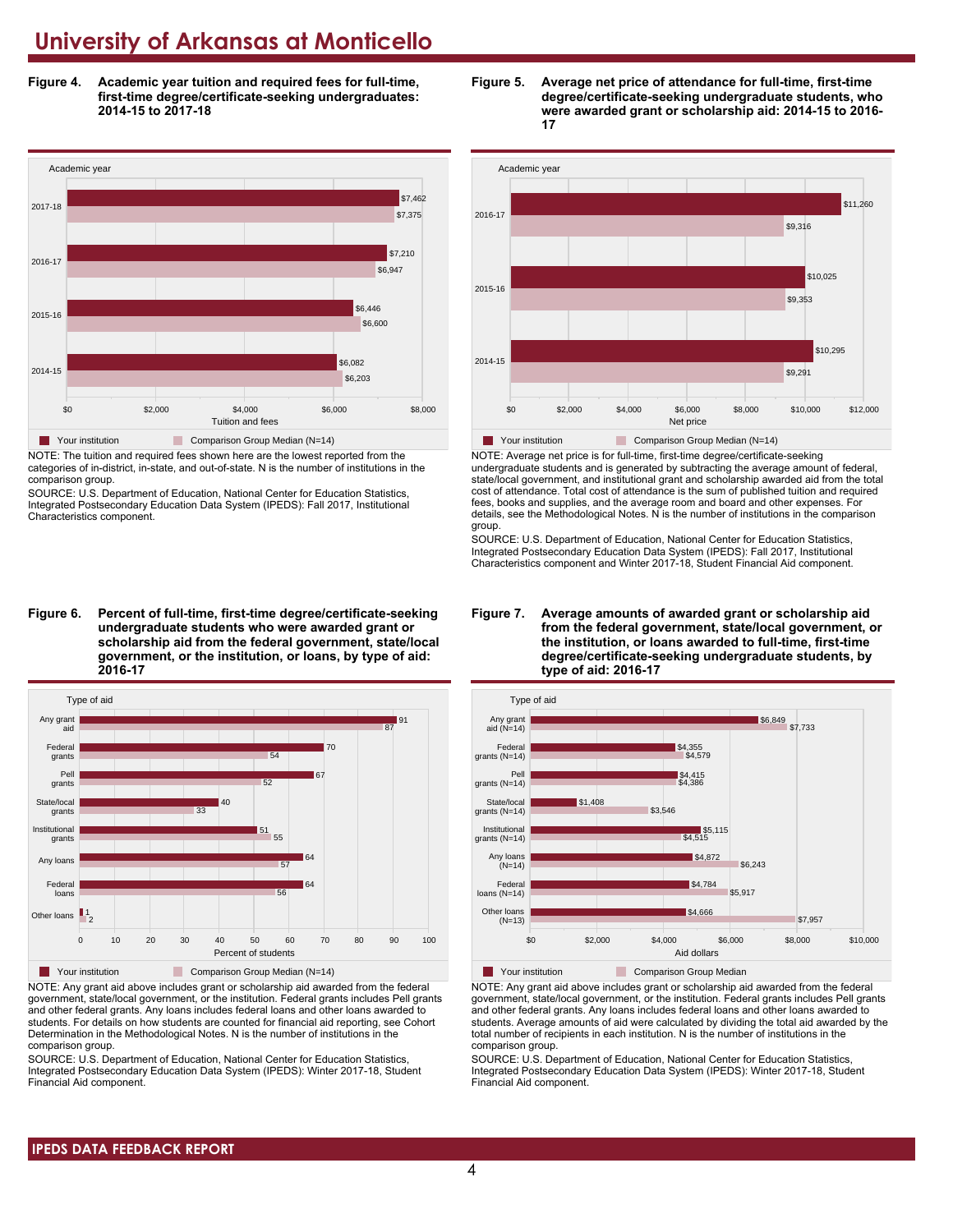# University of Arkansas at Monticello

**Figure 4. Academic year tuition and required fees for full-time, first-time degree/certificate-seeking undergraduates: 2014-15 to 2017-18**

| Academic year | Your institution | Comparison Group Median (N=14) |
|---|---|---|
| 2017-18 | $7,462 | $7,375 |
| 2016-17 | $7,210 | $6,947 |
| 2015-16 | $6,446 | $6,600 |
| 2014-15 | $6,082 | $6,203 |

NOTE: The tuition and required fees shown here are the lowest reported from the categories of in-district, in-state, and out-of-state. N is the number of institutions in the comparison group.

SOURCE: U.S. Department of Education, National Center for Education Statistics, Integrated Postsecondary Education Data System (IPEDS): Fall 2017, Institutional Characteristics component.

**Figure 5. Average net price of attendance for full-time, first-time degree/certificate-seeking undergraduate students, who were awarded grant or scholarship aid: 2014-15 to 2016-17**

| Academic year | Your institution | Comparison Group Median (N=14) |
|---|---|---|
| 2016-17 | $11,260 | $9,316 |
| 2015-16 | $10,025 | $9,353 |
| 2014-15 | $10,295 | $9,291 |

NOTE: Average net price is for full-time, first-time degree/certificate-seeking undergraduate students and is generated by subtracting the average amount of federal, state/local government, and institutional grant and scholarship awarded aid from the total cost of attendance. Total cost of attendance is the sum of published tuition and required fees, books and supplies, and the average room and board and other expenses. For details, see the Methodological Notes. N is the number of institutions in the comparison group.

SOURCE: U.S. Department of Education, National Center for Education Statistics, Integrated Postsecondary Education Data System (IPEDS): Fall 2017, Institutional Characteristics component and Winter 2017-18, Student Financial Aid component.

**Figure 6. Percent of full-time, first-time degree/certificate-seeking undergraduate students who were awarded grant or scholarship aid from the federal government, state/local government, or the institution, or loans, by type of aid: 2016-17**

| Type of aid | Your institution | Comparison Group Median (N=14) |
|---|---|---|
| Any grant aid | 91 | 87 |
| Federal grants | 70 | 54 |
| Pell grants | 67 | 52 |
| State/local grants | 40 | 33 |
| Institutional grants | 51 | 55 |
| Any loans | 64 | 57 |
| Federal loans | 64 | 56 |
| Other loans | 1 | 2 |

NOTE: Any grant aid above includes grant or scholarship aid awarded from the federal government, state/local government, or the institution. Federal grants includes Pell grants and other federal grants. Any loans includes federal loans and other loans awarded to students. For details on how students are counted for financial aid reporting, see Cohort Determination in the Methodological Notes. N is the number of institutions in the comparison group.

SOURCE: U.S. Department of Education, National Center for Education Statistics, Integrated Postsecondary Education Data System (IPEDS): Winter 2017-18, Student Financial Aid component.

**Figure 7. Average amounts of awarded grant or scholarship aid from the federal government, state/local government, or the institution, or loans awarded to full-time, first-time degree/certificate-seeking undergraduate students, by type of aid: 2016-17**

| Type of aid | Your institution | Comparison Group Median |
|---|---|---|
| Any grant aid (N=14) | $6,849 | $7,733 |
| Federal grants (N=14) | $4,355 | $4,579 |
| Pell grants (N=14) | $4,415 | $4,386 |
| State/local grants (N=14) | $1,408 | $3,546 |
| Institutional grants (N=14) | $5,115 | $4,515 |
| Any loans (N=14) | $4,872 | $6,243 |
| Federal loans (N=14) | $4,784 | $5,917 |
| Other loans (N=13) | $4,666 | $7,957 |

NOTE: Any grant aid above includes grant or scholarship aid awarded from the federal government, state/local government, or the institution. Federal grants includes Pell grants and other federal grants. Any loans includes federal loans and other loans awarded to students. Average amounts of aid were calculated by dividing the total aid awarded by the total number of recipients in each institution. N is the number of institutions in the comparison group.

SOURCE: U.S. Department of Education, National Center for Education Statistics, Integrated Postsecondary Education Data System (IPEDS): Winter 2017-18, Student Financial Aid component.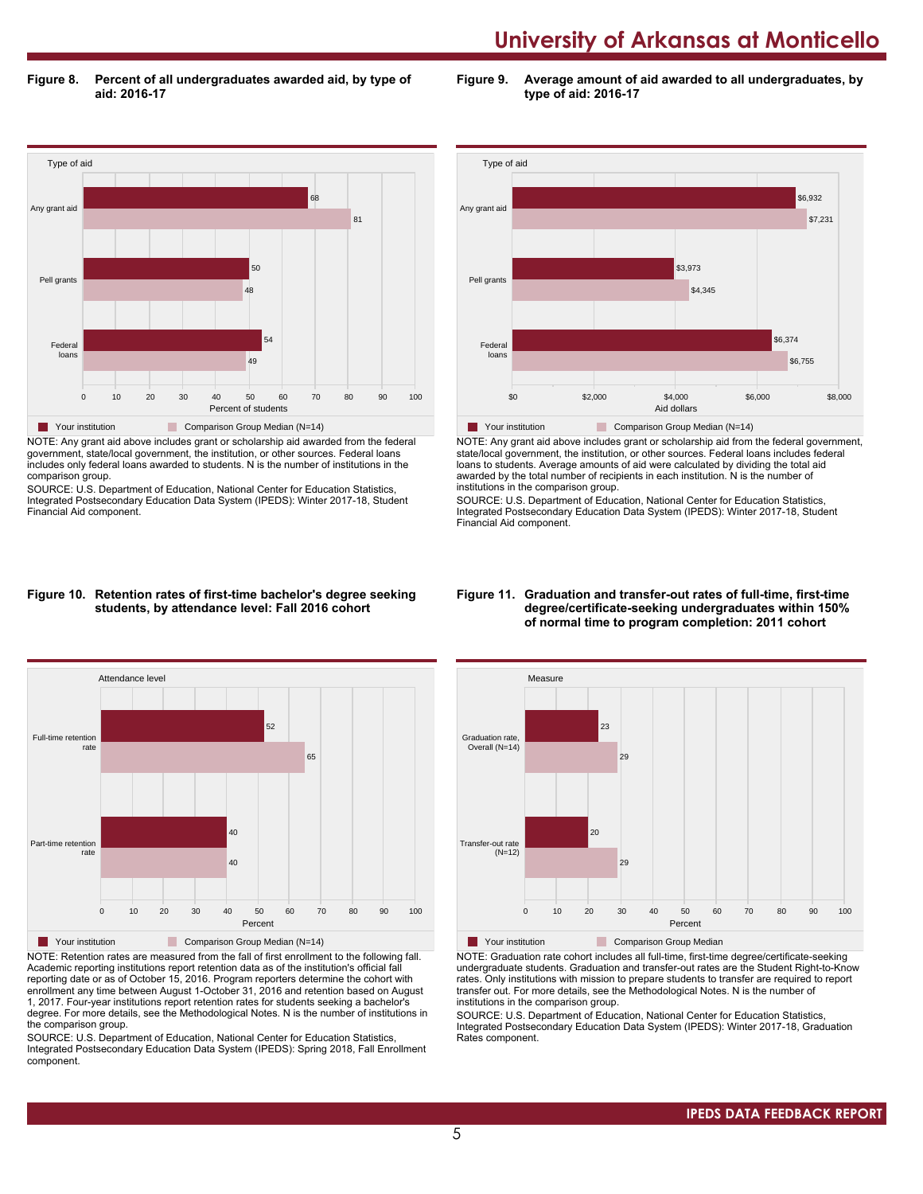**Figure 8. Percent of all undergraduates awarded aid, by type of aid: 2016-17**

| Type of aid | Your institution | Comparison Group Median (N=14) |
|---|---|---|
| Any grant aid | 68 | 81 |
| Pell grants | 50 | 48 |
| Federal loans | 54 | 49 |

Percent of students

NOTE: Any grant aid above includes grant or scholarship aid awarded from the federal government, state/local government, the institution, or other sources. Federal loans includes only federal loans awarded to students. N is the number of institutions in the comparison group.

SOURCE: U.S. Department of Education, National Center for Education Statistics, Integrated Postsecondary Education Data System (IPEDS): Winter 2017-18, Student Financial Aid component.

**Figure 9. Average amount of aid awarded to all undergraduates, by type of aid: 2016-17**

| Type of aid | Your institution | Comparison Group Median (N=14) |
|---|---|---|
| Any grant aid | $6,932 | $7,231 |
| Pell grants | $3,973 | $4,345 |
| Federal loans | $6,374 | $6,755 |

Aid dollars

NOTE: Any grant aid above includes grant or scholarship aid from the federal government, state/local government, the institution, or other sources. Federal loans includes federal loans to students. Average amounts of aid were calculated by dividing the total aid awarded by the total number of recipients in each institution. N is the number of institutions in the comparison group.

SOURCE: U.S. Department of Education, National Center for Education Statistics, Integrated Postsecondary Education Data System (IPEDS): Winter 2017-18, Student Financial Aid component.

**Figure 10. Retention rates of first-time bachelor's degree seeking students, by attendance level: Fall 2016 cohort**

| Attendance level | Your institution | Comparison Group Median (N=14) |
|---|---|---|
| Full-time retention rate | 52 | 65 |
| Part-time retention rate | 40 | 40 |

Percent

NOTE: Retention rates are measured from the fall of first enrollment to the following fall. Academic reporting institutions report retention data as of the institution's official fall reporting date or as of October 15, 2016. Program reporters determine the cohort with enrollment any time between August 1-October 31, 2016 and retention based on August 1, 2017. Four-year institutions report retention rates for students seeking a bachelor's degree. For more details, see the Methodological Notes. N is the number of institutions in the comparison group.

SOURCE: U.S. Department of Education, National Center for Education Statistics, Integrated Postsecondary Education Data System (IPEDS): Spring 2018, Fall Enrollment component.

**Figure 11. Graduation and transfer-out rates of full-time, first-time degree/certificate-seeking undergraduates within 150% of normal time to program completion: 2011 cohort**

| Measure | Your institution | Comparison Group Median |
|---|---|---|
| Graduation rate, Overall (N=14) | 23 | 29 |
| Transfer-out rate (N=12) | 20 | 29 |

Percent

NOTE: Graduation rate cohort includes all full-time, first-time degree/certificate-seeking undergraduate students. Graduation and transfer-out rates are the Student Right-to-Know rates. Only institutions with mission to prepare students to transfer are required to report transfer out. For more details, see the Methodological Notes. N is the number of institutions in the comparison group.

SOURCE: U.S. Department of Education, National Center for Education Statistics, Integrated Postsecondary Education Data System (IPEDS): Winter 2017-18, Graduation Rates component.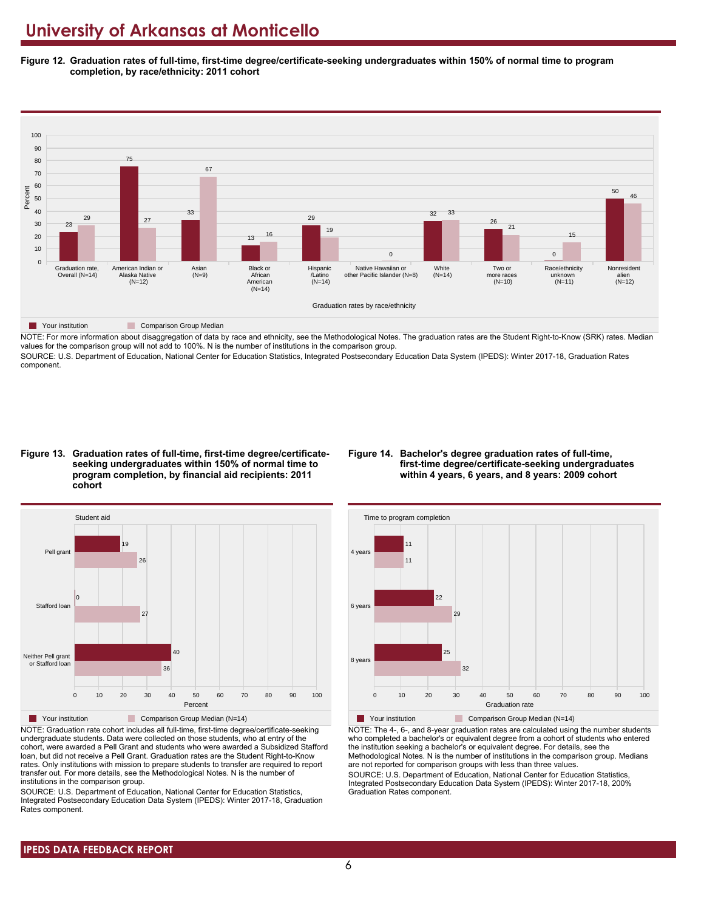# University of Arkansas at Monticello

**Figure 12. Graduation rates of full-time, first-time degree/certificate-seeking undergraduates within 150% of normal time to program completion, by race/ethnicity: 2011 cohort**

| Graduation rates by race/ethnicity | Your institution | Comparison Group Median |
|---|---|---|
| Graduation rate, Overall (N=14) | 23 | 29 |
| American Indian or Alaska Native (N=12) | 75 | 27 |
| Asian (N=9) | 33 | 67 |
| Black or African American (N=14) | 13 | 16 |
| Hispanic /Latino (N=14) | 29 | 19 |
| Native Hawaiian or other Pacific Islander (N=8) | | 0 |
| White (N=14) | 32 | 33 |
| Two or more races (N=10) | 26 | 21 |
| Race/ethnicity unknown (N=11) | 0 | 15 |
| Nonresident alien (N=12) | 50 | 46 |

NOTE: For more information about disaggregation of data by race and ethnicity, see the Methodological Notes. The graduation rates are the Student Right-to-Know (SRK) rates. Median values for the comparison group will not add to 100%. N is the number of institutions in the comparison group.

SOURCE: U.S. Department of Education, National Center for Education Statistics, Integrated Postsecondary Education Data System (IPEDS): Winter 2017-18, Graduation Rates component.

**Figure 13. Graduation rates of full-time, first-time degree/certificate-seeking undergraduates within 150% of normal time to program completion, by financial aid recipients: 2011 cohort**

| Student aid | Your institution | Comparison Group Median (N=14) |
|---|---|---|
| Pell grant | 19 | 26 |
| Stafford loan | 0 | 27 |
| Neither Pell grant or Stafford loan | 40 | 36 |

NOTE: Graduation rate cohort includes all full-time, first-time degree/certificate-seeking undergraduate students. Data were collected on those students, who at entry of the cohort, were awarded a Pell Grant and students who were awarded a Subsidized Stafford loan, but did not receive a Pell Grant. Graduation rates are the Student Right-to-Know rates. Only institutions with mission to prepare students to transfer are required to report transfer out. For more details, see the Methodological Notes. N is the number of institutions in the comparison group.

SOURCE: U.S. Department of Education, National Center for Education Statistics, Integrated Postsecondary Education Data System (IPEDS): Winter 2017-18, Graduation Rates component.

**Figure 14. Bachelor's degree graduation rates of full-time, first-time degree/certificate-seeking undergraduates within 4 years, 6 years, and 8 years: 2009 cohort**

| Time to program completion | Your institution | Comparison Group Median (N=14) |
|---|---|---|
| 4 years | 11 | 11 |
| 6 years | 22 | 29 |
| 8 years | 25 | 32 |

NOTE: The 4-, 6-, and 8-year graduation rates are calculated using the number students who completed a bachelor's or equivalent degree from a cohort of students who entered the institution seeking a bachelor's or equivalent degree. For details, see the Methodological Notes. N is the number of institutions in the comparison group. Medians are not reported for comparison groups with less than three values.

SOURCE: U.S. Department of Education, National Center for Education Statistics, Integrated Postsecondary Education Data System (IPEDS): Winter 2017-18, 200% Graduation Rates component.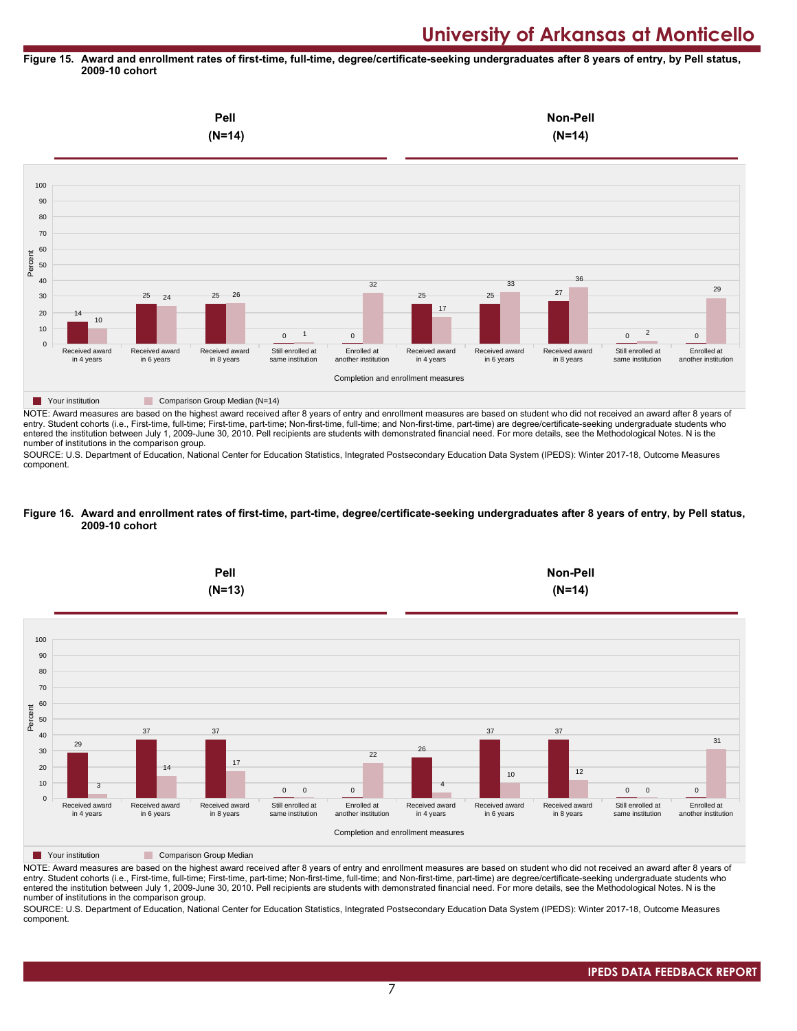# University of Arkansas at Monticello

**Figure 15. Award and enrollment rates of first-time, full-time, degree/certificate-seeking undergraduates after 8 years of entry, by Pell status, 2009-10 cohort**

| Completion and enrollment measures | Pell (N=14): Your institution | Pell (N=14): Comparison Group Median (N=14) | Non-Pell (N=14): Your institution | Non-Pell (N=14): Comparison Group Median (N=14) |
|---|---|---|---|---|
| Received award in 4 years | 14 | 10 | 25 | 17 |
| Received award in 6 years | 25 | 24 | 25 | 33 |
| Received award in 8 years | 25 | 26 | 27 | 36 |
| Still enrolled at same institution | 0 | 1 | 0 | 2 |
| Enrolled at another institution | 0 | 32 | 0 | 29 |

NOTE: Award measures are based on the highest award received after 8 years of entry and enrollment measures are based on student who did not received an award after 8 years of entry. Student cohorts (i.e., First-time, full-time; First-time, part-time; Non-first-time, full-time; and Non-first-time, part-time) are degree/certificate-seeking undergraduate students who entered the institution between July 1, 2009-June 30, 2010. Pell recipients are students with demonstrated financial need. For more details, see the Methodological Notes. N is the number of institutions in the comparison group.

SOURCE: U.S. Department of Education, National Center for Education Statistics, Integrated Postsecondary Education Data System (IPEDS): Winter 2017-18, Outcome Measures component.

**Figure 16. Award and enrollment rates of first-time, part-time, degree/certificate-seeking undergraduates after 8 years of entry, by Pell status, 2009-10 cohort**

| Completion and enrollment measures | Pell (N=13): Your institution | Pell (N=13): Comparison Group Median | Non-Pell (N=14): Your institution | Non-Pell (N=14): Comparison Group Median |
|---|---|---|---|---|
| Received award in 4 years | 29 | 3 | 26 | 4 |
| Received award in 6 years | 37 | 14 | 37 | 10 |
| Received award in 8 years | 37 | 17 | 37 | 12 |
| Still enrolled at same institution | 0 | 0 | 0 | 0 |
| Enrolled at another institution | 0 | 22 | 0 | 31 |

NOTE: Award measures are based on the highest award received after 8 years of entry and enrollment measures are based on student who did not received an award after 8 years of entry. Student cohorts (i.e., First-time, full-time; First-time, part-time; Non-first-time, full-time; and Non-first-time, part-time) are degree/certificate-seeking undergraduate students who entered the institution between July 1, 2009-June 30, 2010. Pell recipients are students with demonstrated financial need. For more details, see the Methodological Notes. N is the number of institutions in the comparison group.

SOURCE: U.S. Department of Education, National Center for Education Statistics, Integrated Postsecondary Education Data System (IPEDS): Winter 2017-18, Outcome Measures component.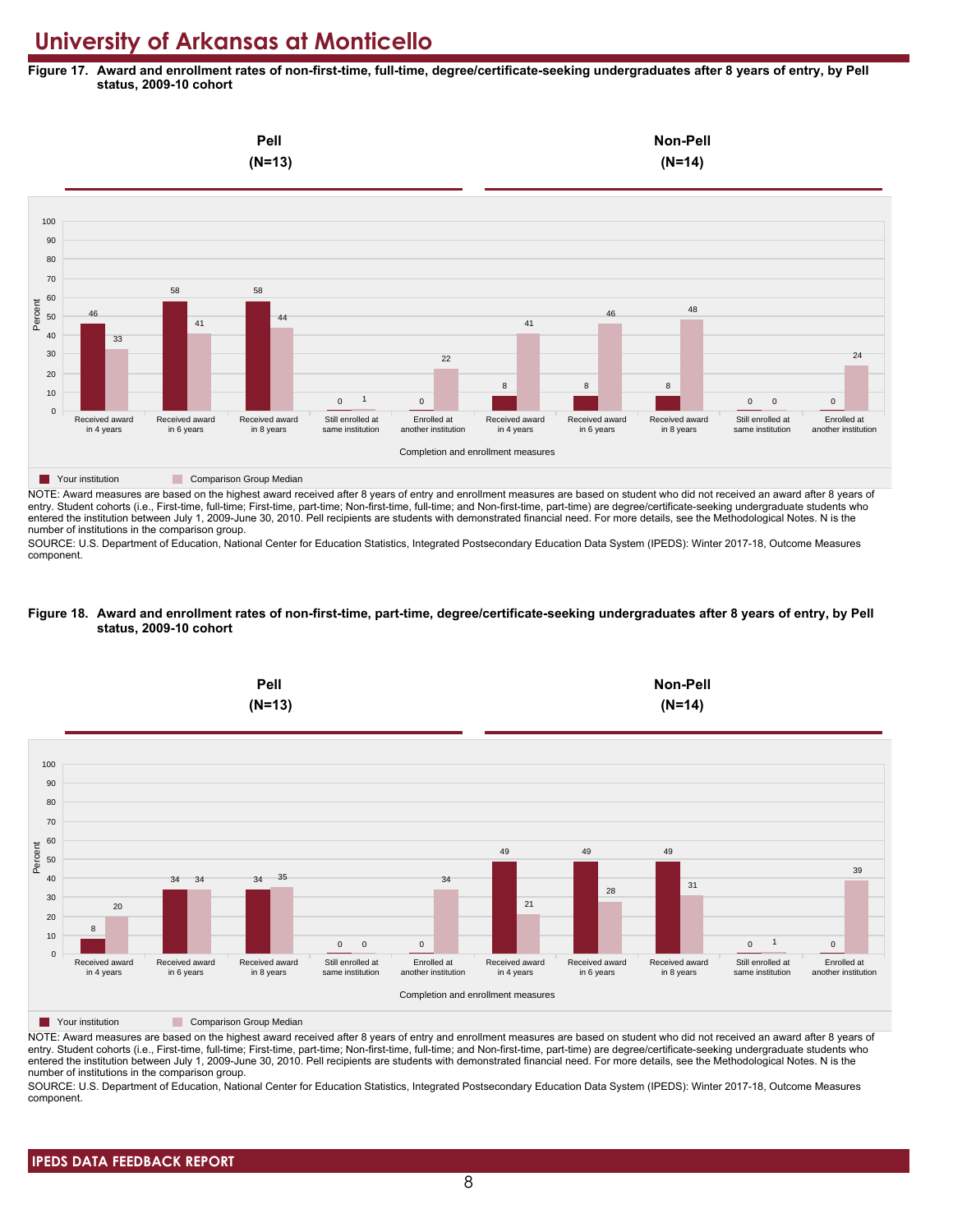# University of Arkansas at Monticello

**Figure 17. Award and enrollment rates of non-first-time, full-time, degree/certificate-seeking undergraduates after 8 years of entry, by Pell status, 2009-10 cohort**

| Completion and enrollment measures | Pell (N=13): Your institution | Pell (N=13): Comparison Group Median | Non-Pell (N=14): Your institution | Non-Pell (N=14): Comparison Group Median |
|---|---|---|---|---|
| Received award in 4 years | 46 | 33 | 8 | 41 |
| Received award in 6 years | 58 | 41 | 8 | 46 |
| Received award in 8 years | 58 | 44 | 8 | 48 |
| Still enrolled at same institution | 0 | 1 | 0 | 0 |
| Enrolled at another institution | 0 | 22 | 0 | 24 |

NOTE: Award measures are based on the highest award received after 8 years of entry and enrollment measures are based on student who did not received an award after 8 years of entry. Student cohorts (i.e., First-time, full-time; First-time, part-time; Non-first-time, full-time; and Non-first-time, part-time) are degree/certificate-seeking undergraduate students who entered the institution between July 1, 2009-June 30, 2010. Pell recipients are students with demonstrated financial need. For more details, see the Methodological Notes. N is the number of institutions in the comparison group.

SOURCE: U.S. Department of Education, National Center for Education Statistics, Integrated Postsecondary Education Data System (IPEDS): Winter 2017-18, Outcome Measures component.

**Figure 18. Award and enrollment rates of non-first-time, part-time, degree/certificate-seeking undergraduates after 8 years of entry, by Pell status, 2009-10 cohort**

| Completion and enrollment measures | Pell (N=13): Your institution | Pell (N=13): Comparison Group Median | Non-Pell (N=14): Your institution | Non-Pell (N=14): Comparison Group Median |
|---|---|---|---|---|
| Received award in 4 years | 8 | 20 | 49 | 21 |
| Received award in 6 years | 34 | 34 | 49 | 28 |
| Received award in 8 years | 34 | 35 | 49 | 31 |
| Still enrolled at same institution | 0 | 0 | 0 | 1 |
| Enrolled at another institution | 0 | 34 | 0 | 39 |

NOTE: Award measures are based on the highest award received after 8 years of entry and enrollment measures are based on student who did not received an award after 8 years of entry. Student cohorts (i.e., First-time, full-time; First-time, part-time; Non-first-time, full-time; and Non-first-time, part-time) are degree/certificate-seeking undergraduate students who entered the institution between July 1, 2009-June 30, 2010. Pell recipients are students with demonstrated financial need. For more details, see the Methodological Notes. N is the number of institutions in the comparison group.

SOURCE: U.S. Department of Education, National Center for Education Statistics, Integrated Postsecondary Education Data System (IPEDS): Winter 2017-18, Outcome Measures component.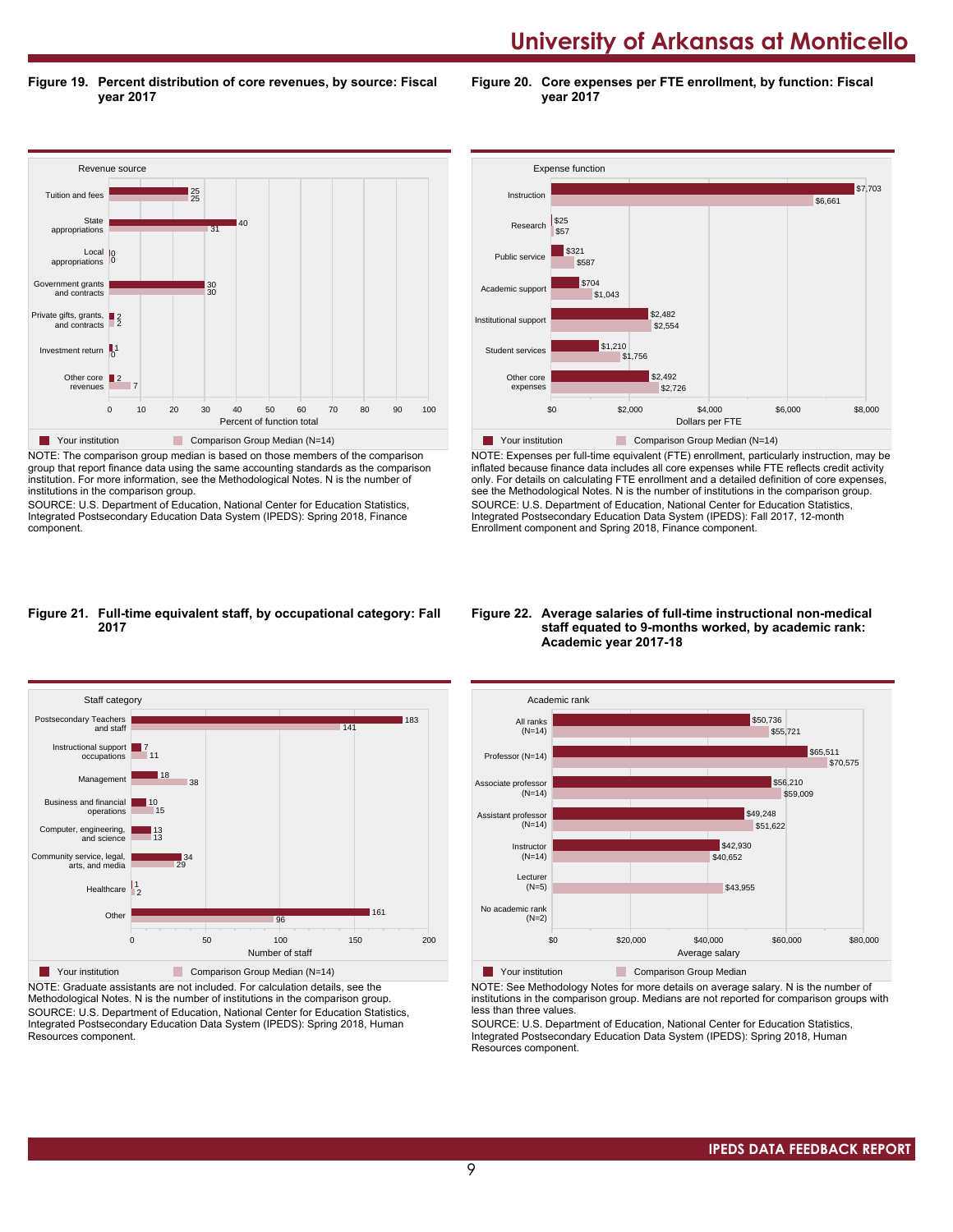# University of Arkansas at Monticello

**Figure 19. Percent distribution of core revenues, by source: Fiscal year 2017**

| Revenue source | Your institution | Comparison Group Median (N=14) |
|---|---|---|
| Tuition and fees | 25 | 25 |
| State appropriations | 40 | 31 |
| Local appropriations | 0 | 0 |
| Government grants and contracts | 30 | 30 |
| Private gifts, grants, and contracts | 2 | 2 |
| Investment return | 1 | 0 |
| Other core revenues | 2 | 7 |

Percent of function total

NOTE: The comparison group median is based on those members of the comparison group that report finance data using the same accounting standards as the comparison institution. For more information, see the Methodological Notes. N is the number of institutions in the comparison group.

SOURCE: U.S. Department of Education, National Center for Education Statistics, Integrated Postsecondary Education Data System (IPEDS): Spring 2018, Finance component.

**Figure 20. Core expenses per FTE enrollment, by function: Fiscal year 2017**

| Expense function | Your institution | Comparison Group Median (N=14) |
|---|---|---|
| Instruction | $7,703 | $6,661 |
| Research | $25 | $57 |
| Public service | $321 | $587 |
| Academic support | $704 | $1,043 |
| Institutional support | $2,482 | $2,554 |
| Student services | $1,210 | $1,756 |
| Other core expenses | $2,492 | $2,726 |

Dollars per FTE

NOTE: Expenses per full-time equivalent (FTE) enrollment, particularly instruction, may be inflated because finance data includes all core expenses while FTE reflects credit activity only. For details on calculating FTE enrollment and a detailed definition of core expenses, see the Methodological Notes. N is the number of institutions in the comparison group.

SOURCE: U.S. Department of Education, National Center for Education Statistics, Integrated Postsecondary Education Data System (IPEDS): Fall 2017, 12-month Enrollment component and Spring 2018, Finance component.

**Figure 21. Full-time equivalent staff, by occupational category: Fall 2017**

| Staff category | Your institution | Comparison Group Median (N=14) |
|---|---|---|
| Postsecondary Teachers and staff | 183 | 141 |
| Instructional support occupations | 7 | 11 |
| Management | 18 | 38 |
| Business and financial operations | 10 | 15 |
| Computer, engineering, and science | 13 | 13 |
| Community service, legal, arts, and media | 34 | 29 |
| Healthcare | 1 | 2 |
| Other | 161 | 96 |

Number of staff

NOTE: Graduate assistants are not included. For calculation details, see the Methodological Notes. N is the number of institutions in the comparison group.

SOURCE: U.S. Department of Education, National Center for Education Statistics, Integrated Postsecondary Education Data System (IPEDS): Spring 2018, Human Resources component.

**Figure 22. Average salaries of full-time instructional non-medical staff equated to 9-months worked, by academic rank: Academic year 2017-18**

| Academic rank | Your institution | Comparison Group Median |
|---|---|---|
| All ranks (N=14) | $50,736 | $55,721 |
| Professor (N=14) | $65,511 | $70,575 |
| Associate professor (N=14) | $56,210 | $59,009 |
| Assistant professor (N=14) | $49,248 | $51,622 |
| Instructor (N=14) | $42,930 | $40,652 |
| Lecturer (N=5) | | $43,955 |
| No academic rank (N=2) | | |

Average salary

NOTE: See Methodology Notes for more details on average salary. N is the number of institutions in the comparison group. Medians are not reported for comparison groups with less than three values.

SOURCE: U.S. Department of Education, National Center for Education Statistics, Integrated Postsecondary Education Data System (IPEDS): Spring 2018, Human Resources component.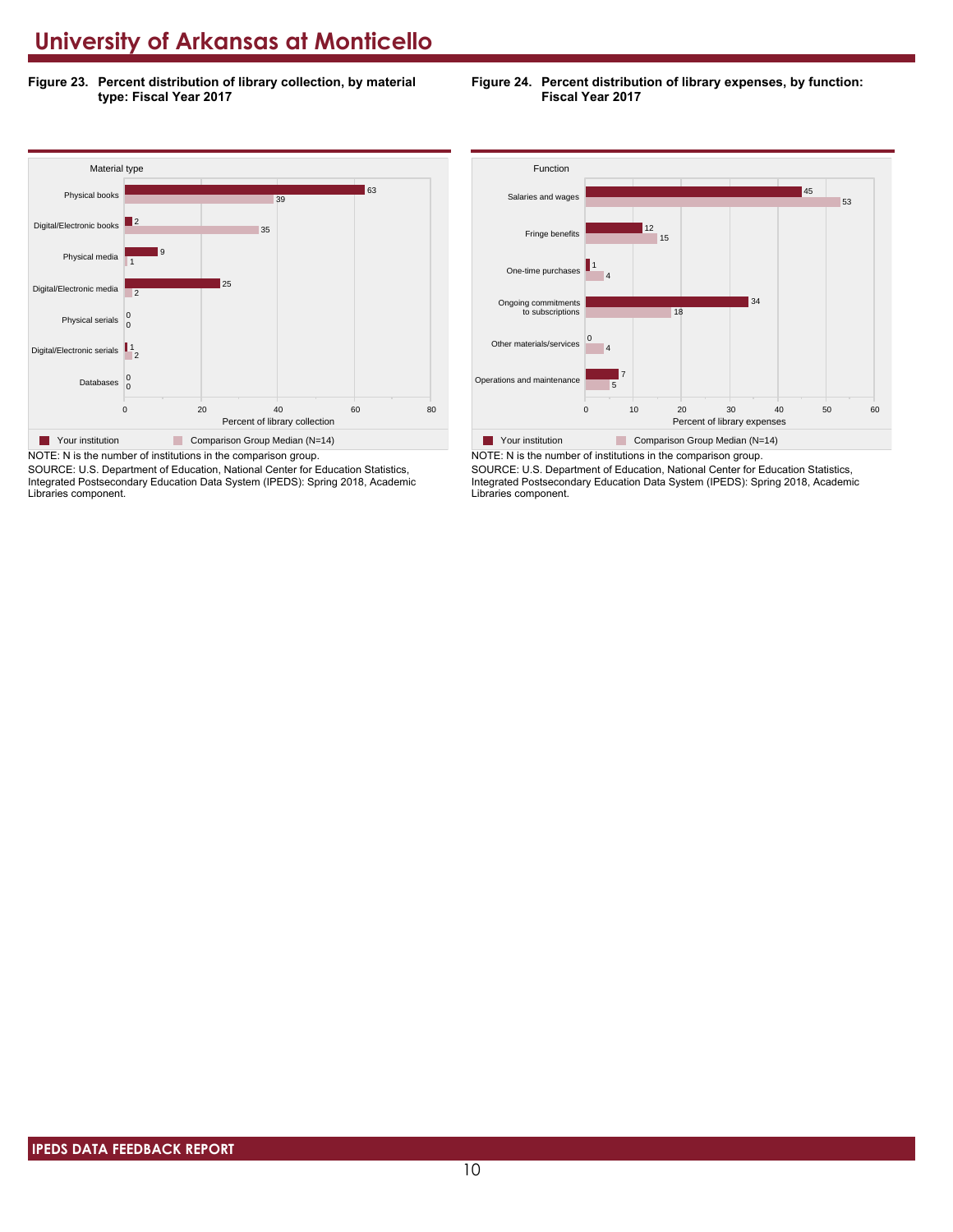# University of Arkansas at Monticello

**Figure 23. Percent distribution of library collection, by material type: Fiscal Year 2017**

| Material type | Your institution | Comparison Group Median (N=14) |
|---|---|---|
| Physical books | 63 | 39 |
| Digital/Electronic books | 2 | 35 |
| Physical media | 9 | 1 |
| Digital/Electronic media | 25 | 2 |
| Physical serials | 0 | 0 |
| Digital/Electronic serials | 1 | 2 |
| Databases | 0 | 0 |

Percent of library collection

NOTE: N is the number of institutions in the comparison group.
SOURCE: U.S. Department of Education, National Center for Education Statistics, Integrated Postsecondary Education Data System (IPEDS): Spring 2018, Academic Libraries component.

**Figure 24. Percent distribution of library expenses, by function: Fiscal Year 2017**

| Function | Your institution | Comparison Group Median (N=14) |
|---|---|---|
| Salaries and wages | 45 | 53 |
| Fringe benefits | 12 | 15 |
| One-time purchases | 1 | 4 |
| Ongoing commitments to subscriptions | 34 | 18 |
| Other materials/services | 0 | 4 |
| Operations and maintenance | 7 | 5 |

Percent of library expenses

NOTE: N is the number of institutions in the comparison group.
SOURCE: U.S. Department of Education, National Center for Education Statistics, Integrated Postsecondary Education Data System (IPEDS): Spring 2018, Academic Libraries component.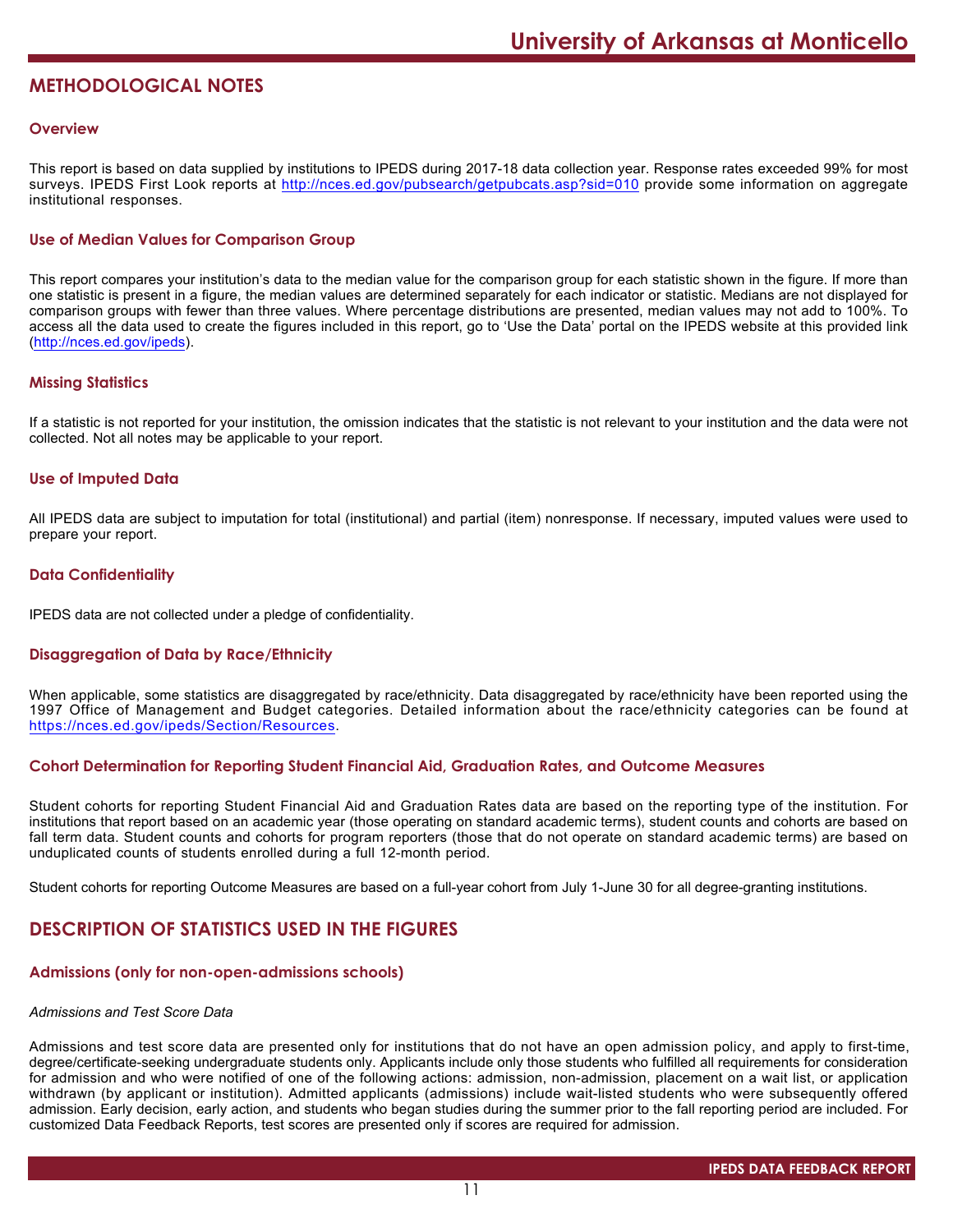# METHODOLOGICAL NOTES

## Overview

This report is based on data supplied by institutions to IPEDS during 2017-18 data collection year. Response rates exceeded 99% for most surveys. IPEDS First Look reports at http://nces.ed.gov/pubsearch/getpubcats.asp?sid=010 provide some information on aggregate institutional responses.

## Use of Median Values for Comparison Group

This report compares your institution's data to the median value for the comparison group for each statistic shown in the figure. If more than one statistic is present in a figure, the median values are determined separately for each indicator or statistic. Medians are not displayed for comparison groups with fewer than three values. Where percentage distributions are presented, median values may not add to 100%. To access all the data used to create the figures included in this report, go to 'Use the Data' portal on the IPEDS website at this provided link (http://nces.ed.gov/ipeds).

## Missing Statistics

If a statistic is not reported for your institution, the omission indicates that the statistic is not relevant to your institution and the data were not collected. Not all notes may be applicable to your report.

## Use of Imputed Data

All IPEDS data are subject to imputation for total (institutional) and partial (item) nonresponse. If necessary, imputed values were used to prepare your report.

## Data Confidentiality

IPEDS data are not collected under a pledge of confidentiality.

## Disaggregation of Data by Race/Ethnicity

When applicable, some statistics are disaggregated by race/ethnicity. Data disaggregated by race/ethnicity have been reported using the 1997 Office of Management and Budget categories. Detailed information about the race/ethnicity categories can be found at https://nces.ed.gov/ipeds/Section/Resources.

## Cohort Determination for Reporting Student Financial Aid, Graduation Rates, and Outcome Measures

Student cohorts for reporting Student Financial Aid and Graduation Rates data are based on the reporting type of the institution. For institutions that report based on an academic year (those operating on standard academic terms), student counts and cohorts are based on fall term data. Student counts and cohorts for program reporters (those that do not operate on standard academic terms) are based on unduplicated counts of students enrolled during a full 12-month period.

Student cohorts for reporting Outcome Measures are based on a full-year cohort from July 1-June 30 for all degree-granting institutions.

# DESCRIPTION OF STATISTICS USED IN THE FIGURES

## Admissions (only for non-open-admissions schools)

*Admissions and Test Score Data*

Admissions and test score data are presented only for institutions that do not have an open admission policy, and apply to first-time, degree/certificate-seeking undergraduate students only. Applicants include only those students who fulfilled all requirements for consideration for admission and who were notified of one of the following actions: admission, non-admission, placement on a wait list, or application withdrawn (by applicant or institution). Admitted applicants (admissions) include wait-listed students who were subsequently offered admission. Early decision, early action, and students who began studies during the summer prior to the fall reporting period are included. For customized Data Feedback Reports, test scores are presented only if scores are required for admission.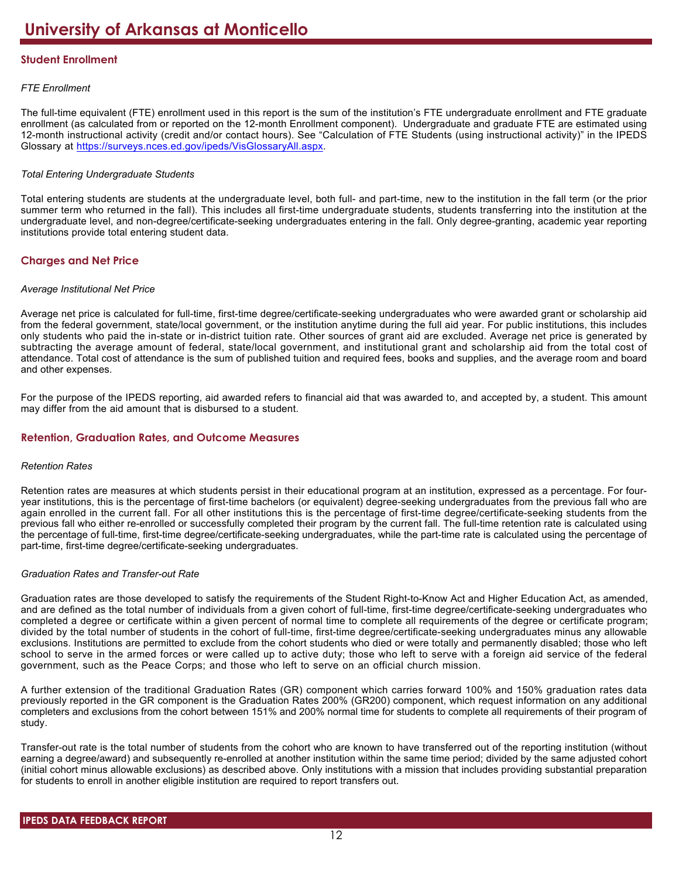# University of Arkansas at Monticello

## Student Enrollment

*FTE Enrollment*

The full-time equivalent (FTE) enrollment used in this report is the sum of the institution's FTE undergraduate enrollment and FTE graduate enrollment (as calculated from or reported on the 12-month Enrollment component). Undergraduate and graduate FTE are estimated using 12-month instructional activity (credit and/or contact hours). See "Calculation of FTE Students (using instructional activity)" in the IPEDS Glossary at https://surveys.nces.ed.gov/ipeds/VisGlossaryAll.aspx.

*Total Entering Undergraduate Students*

Total entering students are students at the undergraduate level, both full- and part-time, new to the institution in the fall term (or the prior summer term who returned in the fall). This includes all first-time undergraduate students, students transferring into the institution at the undergraduate level, and non-degree/certificate-seeking undergraduates entering in the fall. Only degree-granting, academic year reporting institutions provide total entering student data.

## Charges and Net Price

*Average Institutional Net Price*

Average net price is calculated for full-time, first-time degree/certificate-seeking undergraduates who were awarded grant or scholarship aid from the federal government, state/local government, or the institution anytime during the full aid year. For public institutions, this includes only students who paid the in-state or in-district tuition rate. Other sources of grant aid are excluded. Average net price is generated by subtracting the average amount of federal, state/local government, and institutional grant and scholarship aid from the total cost of attendance. Total cost of attendance is the sum of published tuition and required fees, books and supplies, and the average room and board and other expenses.

For the purpose of the IPEDS reporting, aid awarded refers to financial aid that was awarded to, and accepted by, a student. This amount may differ from the aid amount that is disbursed to a student.

## Retention, Graduation Rates, and Outcome Measures

*Retention Rates*

Retention rates are measures at which students persist in their educational program at an institution, expressed as a percentage. For four-year institutions, this is the percentage of first-time bachelors (or equivalent) degree-seeking undergraduates from the previous fall who are again enrolled in the current fall. For all other institutions this is the percentage of first-time degree/certificate-seeking students from the previous fall who either re-enrolled or successfully completed their program by the current fall. The full-time retention rate is calculated using the percentage of full-time, first-time degree/certificate-seeking undergraduates, while the part-time rate is calculated using the percentage of part-time, first-time degree/certificate-seeking undergraduates.

*Graduation Rates and Transfer-out Rate*

Graduation rates are those developed to satisfy the requirements of the Student Right-to-Know Act and Higher Education Act, as amended, and are defined as the total number of individuals from a given cohort of full-time, first-time degree/certificate-seeking undergraduates who completed a degree or certificate within a given percent of normal time to complete all requirements of the degree or certificate program; divided by the total number of students in the cohort of full-time, first-time degree/certificate-seeking undergraduates minus any allowable exclusions. Institutions are permitted to exclude from the cohort students who died or were totally and permanently disabled; those who left school to serve in the armed forces or were called up to active duty; those who left to serve with a foreign aid service of the federal government, such as the Peace Corps; and those who left to serve on an official church mission.

A further extension of the traditional Graduation Rates (GR) component which carries forward 100% and 150% graduation rates data previously reported in the GR component is the Graduation Rates 200% (GR200) component, which request information on any additional completers and exclusions from the cohort between 151% and 200% normal time for students to complete all requirements of their program of study.

Transfer-out rate is the total number of students from the cohort who are known to have transferred out of the reporting institution (without earning a degree/award) and subsequently re-enrolled at another institution within the same time period; divided by the same adjusted cohort (initial cohort minus allowable exclusions) as described above. Only institutions with a mission that includes providing substantial preparation for students to enroll in another eligible institution are required to report transfers out.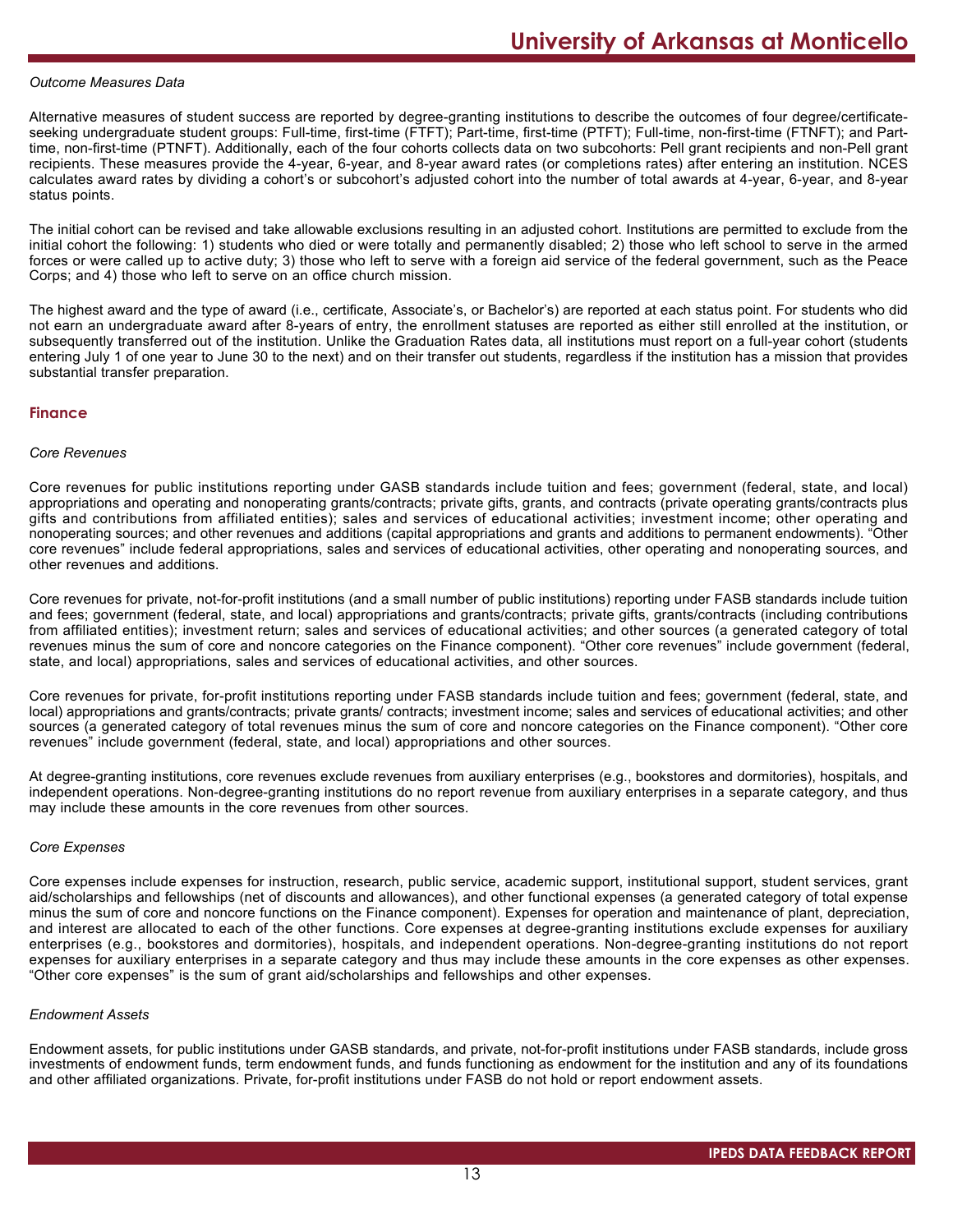*Outcome Measures Data*

Alternative measures of student success are reported by degree-granting institutions to describe the outcomes of four degree/certificate-seeking undergraduate student groups: Full-time, first-time (FTFT); Part-time, first-time (PTFT); Full-time, non-first-time (FTNFT); and Part-time, non-first-time (PTNFT). Additionally, each of the four cohorts collects data on two subcohorts: Pell grant recipients and non-Pell grant recipients. These measures provide the 4-year, 6-year, and 8-year award rates (or completions rates) after entering an institution. NCES calculates award rates by dividing a cohort's or subcohort's adjusted cohort into the number of total awards at 4-year, 6-year, and 8-year status points.

The initial cohort can be revised and take allowable exclusions resulting in an adjusted cohort. Institutions are permitted to exclude from the initial cohort the following: 1) students who died or were totally and permanently disabled; 2) those who left school to serve in the armed forces or were called up to active duty; 3) those who left to serve with a foreign aid service of the federal government, such as the Peace Corps; and 4) those who left to serve on an office church mission.

The highest award and the type of award (i.e., certificate, Associate's, or Bachelor's) are reported at each status point. For students who did not earn an undergraduate award after 8-years of entry, the enrollment statuses are reported as either still enrolled at the institution, or subsequently transferred out of the institution. Unlike the Graduation Rates data, all institutions must report on a full-year cohort (students entering July 1 of one year to June 30 to the next) and on their transfer out students, regardless if the institution has a mission that provides substantial transfer preparation.

## Finance

*Core Revenues*

Core revenues for public institutions reporting under GASB standards include tuition and fees; government (federal, state, and local) appropriations and operating and nonoperating grants/contracts; private gifts, grants, and contracts (private operating grants/contracts plus gifts and contributions from affiliated entities); sales and services of educational activities; investment income; other operating and nonoperating sources; and other revenues and additions (capital appropriations and grants and additions to permanent endowments). "Other core revenues" include federal appropriations, sales and services of educational activities, other operating and nonoperating sources, and other revenues and additions.

Core revenues for private, not-for-profit institutions (and a small number of public institutions) reporting under FASB standards include tuition and fees; government (federal, state, and local) appropriations and grants/contracts; private gifts, grants/contracts (including contributions from affiliated entities); investment return; sales and services of educational activities; and other sources (a generated category of total revenues minus the sum of core and noncore categories on the Finance component). "Other core revenues" include government (federal, state, and local) appropriations, sales and services of educational activities, and other sources.

Core revenues for private, for-profit institutions reporting under FASB standards include tuition and fees; government (federal, state, and local) appropriations and grants/contracts; private grants/ contracts; investment income; sales and services of educational activities; and other sources (a generated category of total revenues minus the sum of core and noncore categories on the Finance component). "Other core revenues" include government (federal, state, and local) appropriations and other sources.

At degree-granting institutions, core revenues exclude revenues from auxiliary enterprises (e.g., bookstores and dormitories), hospitals, and independent operations. Non-degree-granting institutions do no report revenue from auxiliary enterprises in a separate category, and thus may include these amounts in the core revenues from other sources.

*Core Expenses*

Core expenses include expenses for instruction, research, public service, academic support, institutional support, student services, grant aid/scholarships and fellowships (net of discounts and allowances), and other functional expenses (a generated category of total expense minus the sum of core and noncore functions on the Finance component). Expenses for operation and maintenance of plant, depreciation, and interest are allocated to each of the other functions. Core expenses at degree-granting institutions exclude expenses for auxiliary enterprises (e.g., bookstores and dormitories), hospitals, and independent operations. Non-degree-granting institutions do not report expenses for auxiliary enterprises in a separate category and thus may include these amounts in the core expenses as other expenses. "Other core expenses" is the sum of grant aid/scholarships and fellowships and other expenses.

*Endowment Assets*

Endowment assets, for public institutions under GASB standards, and private, not-for-profit institutions under FASB standards, include gross investments of endowment funds, term endowment funds, and funds functioning as endowment for the institution and any of its foundations and other affiliated organizations. Private, for-profit institutions under FASB do not hold or report endowment assets.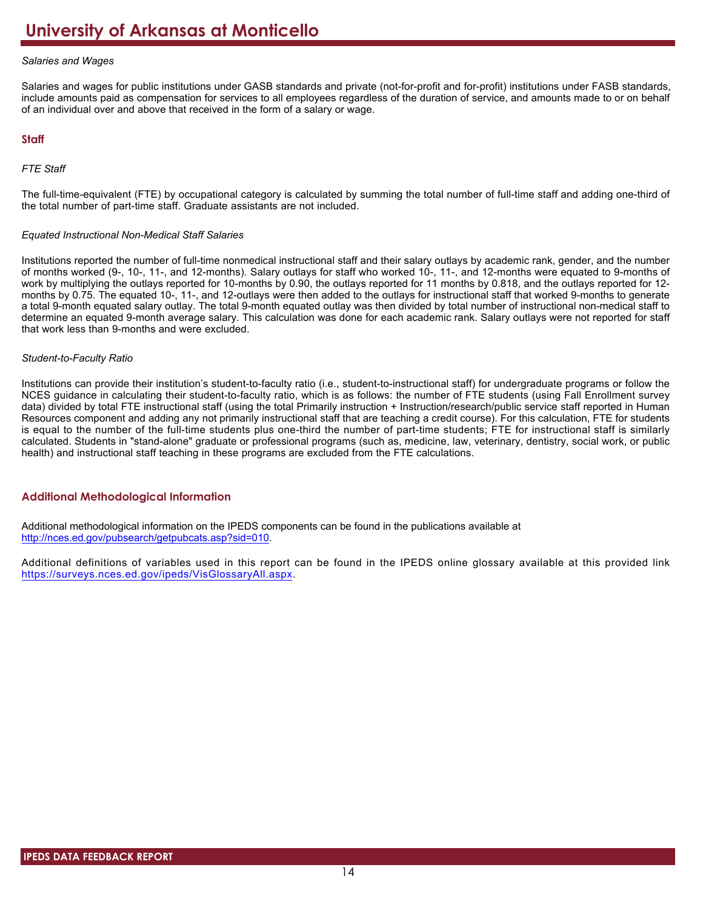*Salaries and Wages*

Salaries and wages for public institutions under GASB standards and private (not-for-profit and for-profit) institutions under FASB standards, include amounts paid as compensation for services to all employees regardless of the duration of service, and amounts made to or on behalf of an individual over and above that received in the form of a salary or wage.

### Staff

*FTE Staff*

The full-time-equivalent (FTE) by occupational category is calculated by summing the total number of full-time staff and adding one-third of the total number of part-time staff. Graduate assistants are not included.

*Equated Instructional Non-Medical Staff Salaries*

Institutions reported the number of full-time nonmedical instructional staff and their salary outlays by academic rank, gender, and the number of months worked (9-, 10-, 11-, and 12-months). Salary outlays for staff who worked 10-, 11-, and 12-months were equated to 9-months of work by multiplying the outlays reported for 10-months by 0.90, the outlays reported for 11 months by 0.818, and the outlays reported for 12-months by 0.75. The equated 10-, 11-, and 12-outlays were then added to the outlays for instructional staff that worked 9-months to generate a total 9-month equated salary outlay. The total 9-month equated outlay was then divided by total number of instructional non-medical staff to determine an equated 9-month average salary. This calculation was done for each academic rank. Salary outlays were not reported for staff that work less than 9-months and were excluded.

*Student-to-Faculty Ratio*

Institutions can provide their institution's student-to-faculty ratio (i.e., student-to-instructional staff) for undergraduate programs or follow the NCES guidance in calculating their student-to-faculty ratio, which is as follows: the number of FTE students (using Fall Enrollment survey data) divided by total FTE instructional staff (using the total Primarily instruction + Instruction/research/public service staff reported in Human Resources component and adding any not primarily instructional staff that are teaching a credit course). For this calculation, FTE for students is equal to the number of the full-time students plus one-third the number of part-time students; FTE for instructional staff is similarly calculated. Students in "stand-alone" graduate or professional programs (such as, medicine, law, veterinary, dentistry, social work, or public health) and instructional staff teaching in these programs are excluded from the FTE calculations.

## Additional Methodological Information

Additional methodological information on the IPEDS components can be found in the publications available at http://nces.ed.gov/pubsearch/getpubcats.asp?sid=010.

Additional definitions of variables used in this report can be found in the IPEDS online glossary available at this provided link https://surveys.nces.ed.gov/ipeds/VisGlossaryAll.aspx.